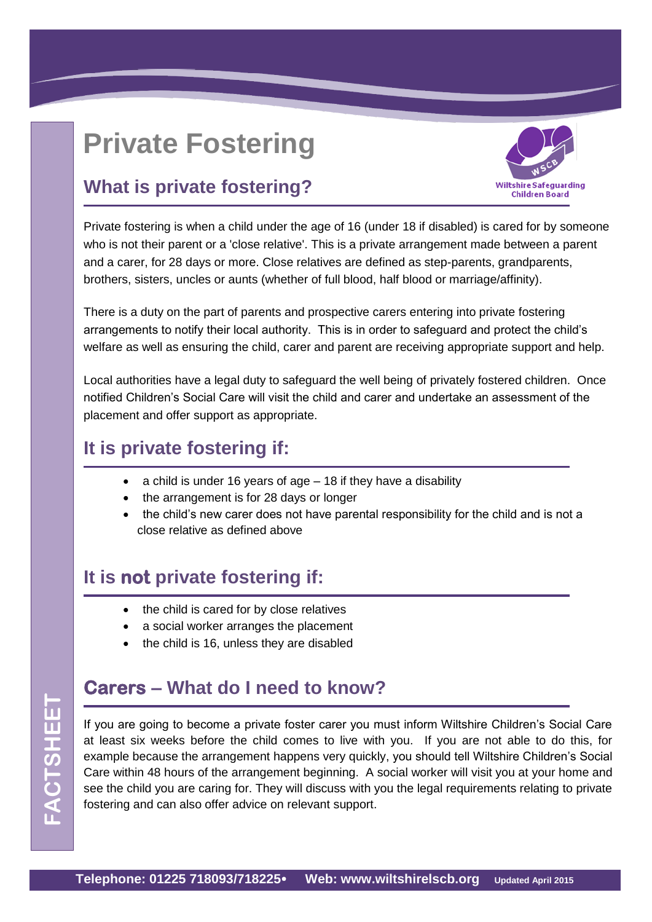# Private Fostering

## What is private fostering?

Private fostering is when a child under the age of 16 (under 18 if disabled) is cared for by someone who is not their parent or a 'close relative'. This is a private arrangement made between a parent and a carer, for 28 days or more. Close relatives are defined as step-parents, grandparents, brothers, sisters, uncles or aunts (whether of full blood, half blood or marriage/affinity).

There is a duty on the part of parents and prospective carers entering into private fostering arrangements to notify their local authority. This is in order to safeguard and protect the child's welfare as well as ensuring the child, carer and parent are receiving appropriate support and help.

Local authorities have a legal duty to safeguard the well being of privately fostered children. Once notified Children's Social Care will visit the child and carer and undertake an assessment of the placement and offer support as appropriate.

## It is private fostering if:

- a child is under 16 years of age – 18 if they have a disability
- the arrangement is for 28 days or longer
- the child's new carer does not have parental responsibility for the child and is not a close relative as defined above

## It is **not** private fostering if:

- the child is cared for by close relatives
- a social worker arranges the placement
- the child is 16, unless they are disabled

## **Carers** – What do I need to know?

If you are going to become a private foster carer you must inform Wiltshire Children's Social Care at least six weeks before the child comes to live with you. If you are not able to do this, for example because the arrangement happens very quickly, you should tell Wiltshire Children's Social Care within 48 hours of the arrangement beginning. A social worker will visit you at your home and see the child you are caring for. They will discuss with you the legal requirements relating to private fostering and can also offer advice on relevant support.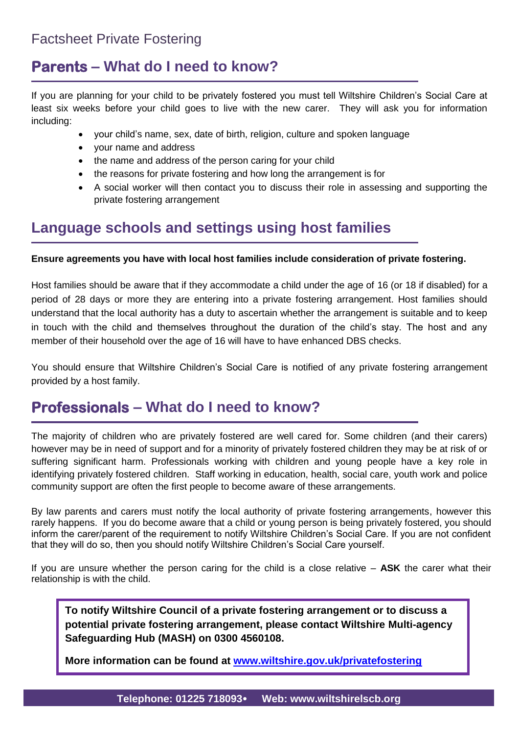Factsheet Private Fostering

## **Parents** – What do I need to know?

If you are planning for your child to be privately fostered you must tell Wiltshire Children's Social Care at least six weeks before your child goes to live with the new carer. They will ask you for information including:

- your child's name, sex, date of birth, religion, culture and spoken language
- your name and address
- the name and address of the person caring for your child
- the reasons for private fostering and how long the arrangement is for
- A social worker will then contact you to discuss their role in assessing and supporting the private fostering arrangement

## Language schools and settings using host families

**Ensure agreements you have with local host families include consideration of private fostering.**

Host families should be aware that if they accommodate a child under the age of 16 (or 18 if disabled) for a period of 28 days or more they are entering into a private fostering arrangement. Host families should understand that the local authority has a duty to ascertain whether the arrangement is suitable and to keep in touch with the child and themselves throughout the duration of the child's stay. The host and any member of their household over the age of 16 will have to have enhanced DBS checks.

You should ensure that Wiltshire Children's Social Care is notified of any private fostering arrangement provided by a host family.

## **Professionals** – What do I need to know?

The majority of children who are privately fostered are well cared for. Some children (and their carers) however may be in need of support and for a minority of privately fostered children they may be at risk of or suffering significant harm. Professionals working with children and young people have a key role in identifying privately fostered children. Staff working in education, health, social care, youth work and police community support are often the first people to become aware of these arrangements.

By law parents and carers must notify the local authority of private fostering arrangements, however this rarely happens. If you do become aware that a child or young person is being privately fostered, you should inform the carer/parent of the requirement to notify Wiltshire Children's Social Care. If you are not confident that they will do so, then you should notify Wiltshire Children's Social Care yourself.

If you are unsure whether the person caring for the child is a close relative – **ASK** the carer what their relationship is with the child.

**To notify Wiltshire Council of a private fostering arrangement or to discuss a potential private fostering arrangement, please contact Wiltshire Multi-agency Safeguarding Hub (MASH) on 0300 4560108.**

**More information can be found at [www.wiltshire.gov.uk/privatefostering](www.wiltshire.gov.uk/privatefostering)**

**Telephone: 01225 718093• Web: www.wiltshirelscb.org**